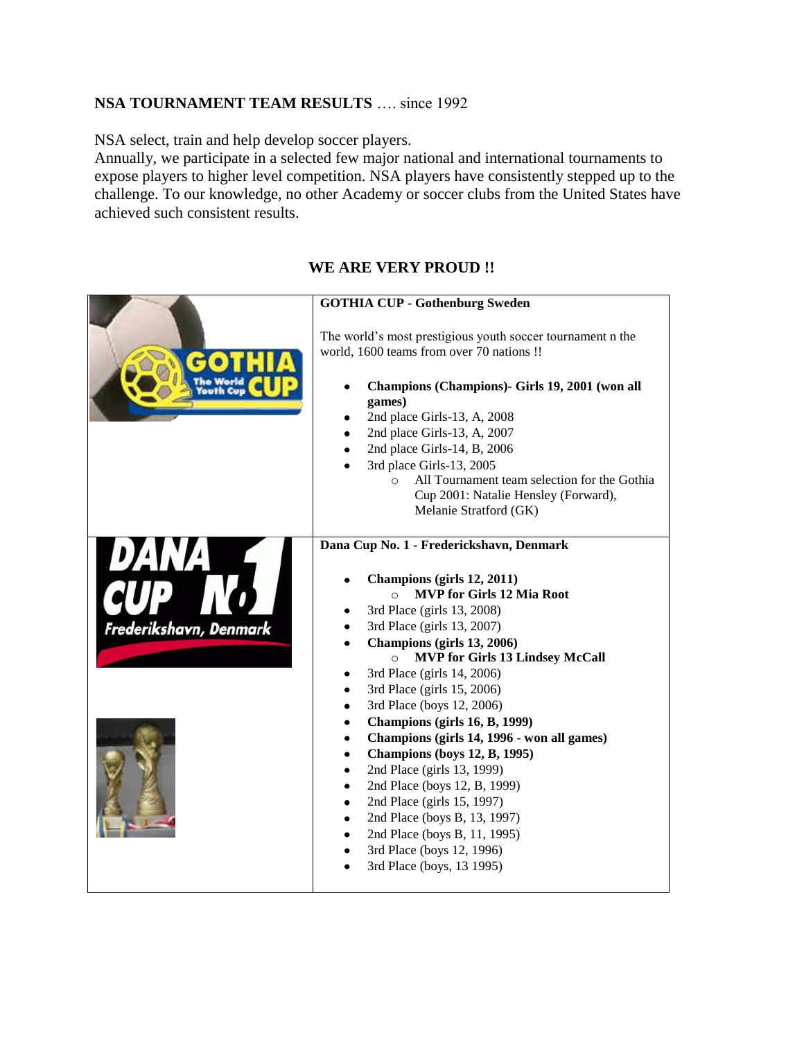**NSA TOURNAMENT TEAM RESULTS** …. since 1992

NSA select, train and help develop soccer players.
Annually, we participate in a selected few major national and international tournaments to expose players to higher level competition. NSA players have consistently stepped up to the challenge. To our knowledge, no other Academy or soccer clubs from the United States have achieved such consistent results.

**WE ARE VERY PROUD !!**

**GOTHIA CUP - Gothenburg Sweden**

The world's most prestigious youth soccer tournament n the world, 1600 teams from over 70 nations !!

- **Champions (Champions)- Girls 19, 2001 (won all games)**
- 2nd place Girls-13, A, 2008
- 2nd place Girls-13, A, 2007
- 2nd place Girls-14, B, 2006
- 3rd place Girls-13, 2005
  - All Tournament team selection for the Gothia Cup 2001: Natalie Hensley (Forward), Melanie Stratford (GK)

**Dana Cup No. 1 - Frederickshavn, Denmark**

- **Champions (girls 12, 2011)**
  - **MVP for Girls 12 Mia Root**
- 3rd Place (girls 13, 2008)
- 3rd Place (girls 13, 2007)
- **Champions (girls 13, 2006)**
  - **MVP for Girls 13 Lindsey McCall**
- 3rd Place (girls 14, 2006)
- 3rd Place (girls 15, 2006)
- 3rd Place (boys 12, 2006)
- **Champions (girls 16, B, 1999)**
- **Champions (girls 14, 1996 - won all games)**
- **Champions (boys 12, B, 1995)**
- 2nd Place (girls 13, 1999)
- 2nd Place (boys 12, B, 1999)
- 2nd Place (girls 15, 1997)
- 2nd Place (boys B, 13, 1997)
- 2nd Place (boys B, 11, 1995)
- 3rd Place (boys 12, 1996)
- 3rd Place (boys, 13 1995)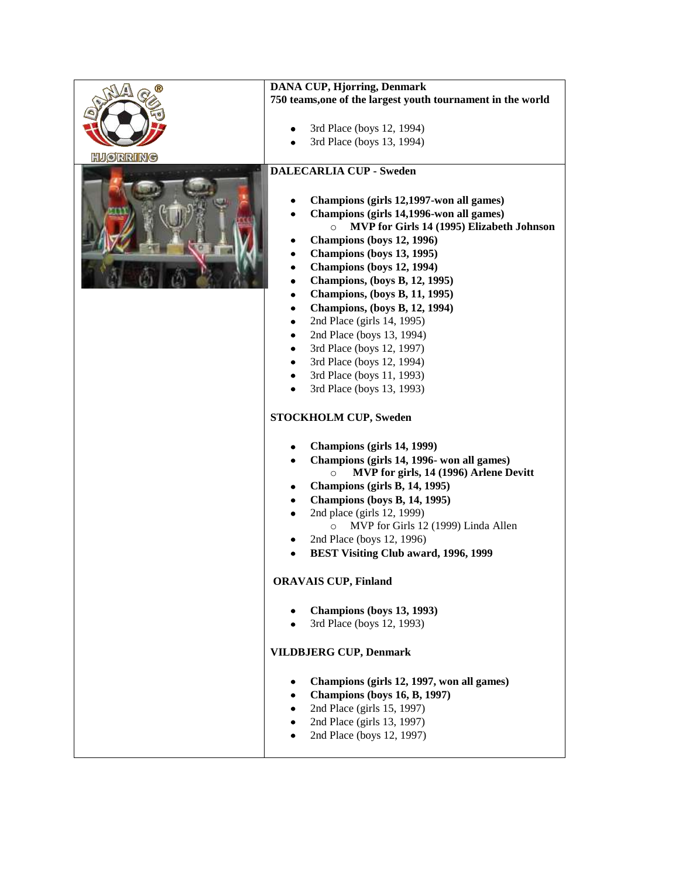**DANA CUP, Hjorring, Denmark**
**750 teams,one of the largest youth tournament in the world**

- 3rd Place (boys 12, 1994)
- 3rd Place (boys 13, 1994)

**DALECARLIA CUP - Sweden**

- **Champions (girls 12,1997-won all games)**
- **Champions (girls 14,1996-won all games)**
  - **MVP for Girls 14 (1995) Elizabeth Johnson**
- **Champions (boys 12, 1996)**
- **Champions (boys 13, 1995)**
- **Champions (boys 12, 1994)**
- **Champions, (boys B, 12, 1995)**
- **Champions, (boys B, 11, 1995)**
- **Champions, (boys B, 12, 1994)**
- 2nd Place (girls 14, 1995)
- 2nd Place (boys 13, 1994)
- 3rd Place (boys 12, 1997)
- 3rd Place (boys 12, 1994)
- 3rd Place (boys 11, 1993)
- 3rd Place (boys 13, 1993)

**STOCKHOLM CUP, Sweden**

- **Champions (girls 14, 1999)**
- **Champions (girls 14, 1996- won all games)**
  - **MVP for girls, 14 (1996) Arlene Devitt**
- **Champions (girls B, 14, 1995)**
- **Champions (boys B, 14, 1995)**
- 2nd place (girls 12, 1999)
  - MVP for Girls 12 (1999) Linda Allen
- 2nd Place (boys 12, 1996)
- **BEST Visiting Club award, 1996, 1999**

**ORAVAIS CUP, Finland**

- **Champions (boys 13, 1993)**
- 3rd Place (boys 12, 1993)

**VILDBJERG CUP, Denmark**

- **Champions (girls 12, 1997, won all games)**
- **Champions (boys 16, B, 1997)**
- 2nd Place (girls 15, 1997)
- 2nd Place (girls 13, 1997)
- 2nd Place (boys 12, 1997)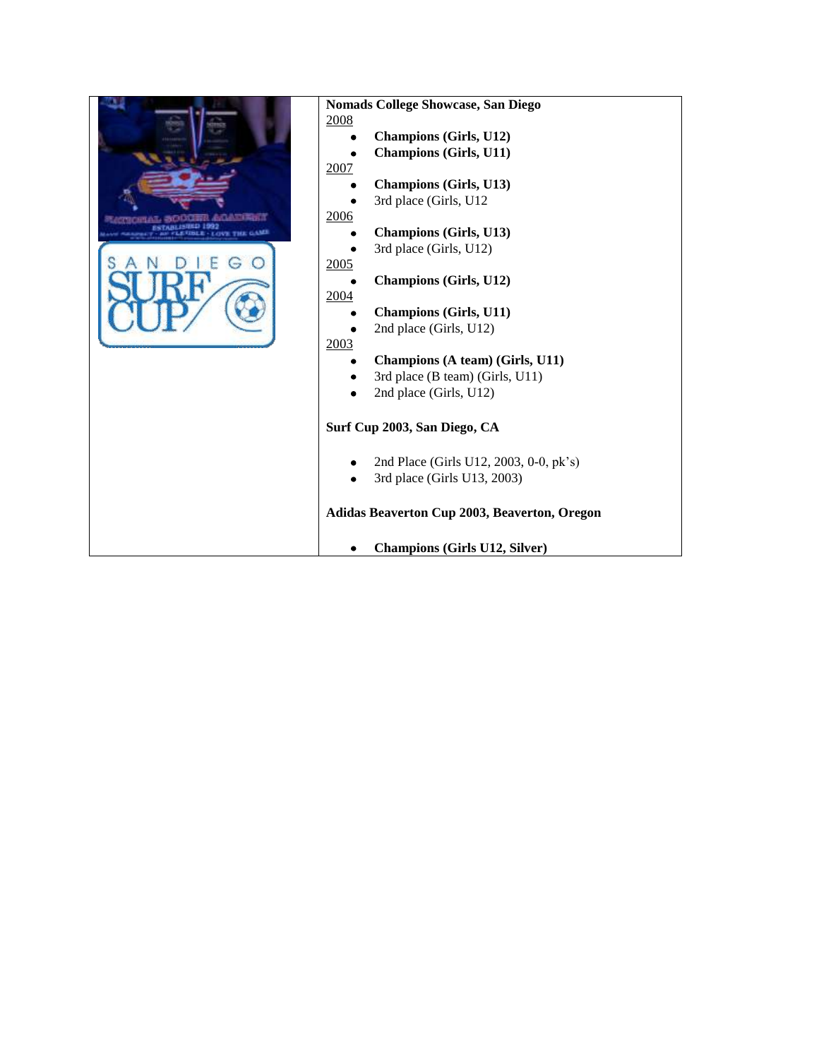**Nomads College Showcase, San Diego**

2008

- **Champions (Girls, U12)**
- **Champions (Girls, U11)**

2007

- **Champions (Girls, U13)**
- 3rd place (Girls, U12

2006

- **Champions (Girls, U13)**
- 3rd place (Girls, U12)

2005

- **Champions (Girls, U12)**

2004

- **Champions (Girls, U11)**
- 2nd place (Girls, U12)

2003

- **Champions (A team) (Girls, U11)**
- 3rd place (B team) (Girls, U11)
- 2nd place (Girls, U12)

**Surf Cup 2003, San Diego, CA**

- 2nd Place (Girls U12, 2003, 0-0, pk's)
- 3rd place (Girls U13, 2003)

**Adidas Beaverton Cup 2003, Beaverton, Oregon**

- **Champions (Girls U12, Silver)**